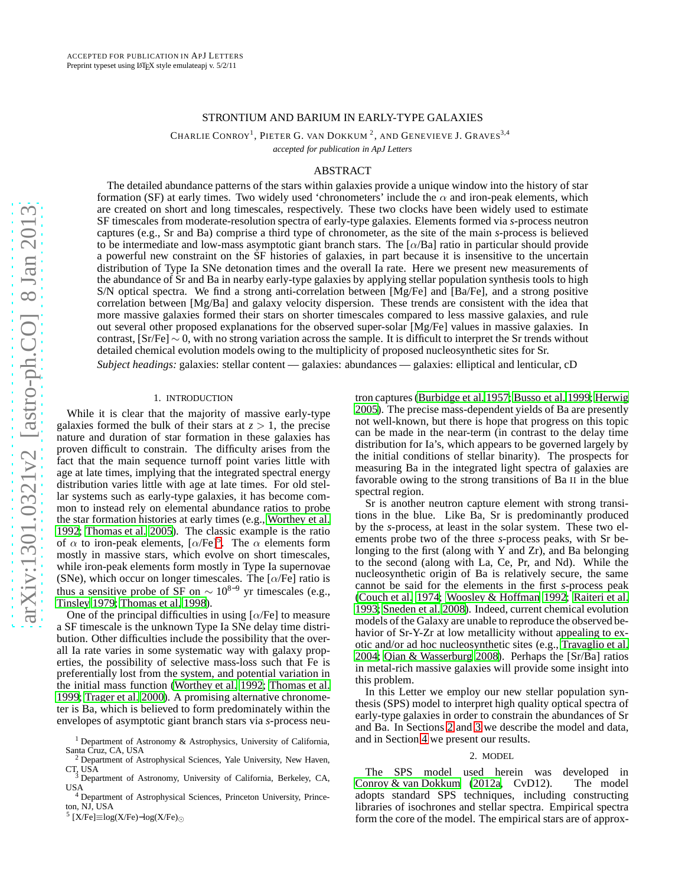ACCEPTED FOR PUBLICATION IN ApJ LETTERS
Preprint typeset using LaTeX style emulateapj v. 5/2/11

# STRONTIUM AND BARIUM IN EARLY-TYPE GALAXIES

CHARLIE CONROY[1], PIETER G. VAN DOKKUM[2], AND GENEVIEVE J. GRAVES[3,4]

*accepted for publication in ApJ Letters*

## ABSTRACT

The detailed abundance patterns of the stars within galaxies provide a unique window into the history of star formation (SF) at early times. Two widely used 'chronometers' include the $\alpha$ and iron-peak elements, which are created on short and long timescales, respectively. These two clocks have been widely used to estimate SF timescales from moderate-resolution spectra of early-type galaxies. Elements formed via *s*-process neutron captures (e.g., Sr and Ba) comprise a third type of chronometer, as the site of the main *s*-process is believed to be intermediate and low-mass asymptotic giant branch stars. The [$\alpha$/Ba] ratio in particular should provide a powerful new constraint on the SF histories of galaxies, in part because it is insensitive to the uncertain distribution of Type Ia SNe detonation times and the overall Ia rate. Here we present new measurements of the abundance of Sr and Ba in nearby early-type galaxies by applying stellar population synthesis tools to high S/N optical spectra. We find a strong anti-correlation between [Mg/Fe] and [Ba/Fe], and a strong positive correlation between [Mg/Ba] and galaxy velocity dispersion. These trends are consistent with the idea that more massive galaxies formed their stars on shorter timescales compared to less massive galaxies, and rule out several other proposed explanations for the observed super-solar [Mg/Fe] values in massive galaxies. In contrast, [Sr/Fe] $\sim 0$, with no strong variation across the sample. It is difficult to interpret the Sr trends without detailed chemical evolution models owing to the multiplicity of proposed nucleosynthetic sites for Sr.

*Subject headings:* galaxies: stellar content — galaxies: abundances — galaxies: elliptical and lenticular, cD

## 1. INTRODUCTION

While it is clear that the majority of massive early-type galaxies formed the bulk of their stars at $z > 1$, the precise nature and duration of star formation in these galaxies has proven difficult to constrain. The difficulty arises from the fact that the main sequence turnoff point varies little with age at late times, implying that the integrated spectral energy distribution varies little with age at late times. For old stellar systems such as early-type galaxies, it has become common to instead rely on elemental abundance ratios to probe the star formation histories at early times (e.g., Worthey et al. 1992; Thomas et al. 2005). The classic example is the ratio of $\alpha$ to iron-peak elements, [$\alpha$/Fe][5]. The $\alpha$ elements form mostly in massive stars, which evolve on short timescales, while iron-peak elements form mostly in Type Ia supernovae (SNe), which occur on longer timescales. The [$\alpha$/Fe] ratio is thus a sensitive probe of SF on $\sim 10^{8-9}$ yr timescales (e.g., Tinsley 1979; Thomas et al. 1998).

One of the principal difficulties in using [$\alpha$/Fe] to measure a SF timescale is the unknown Type Ia SNe delay time distribution. Other difficulties include the possibility that the overall Ia rate varies in some systematic way with galaxy properties, the possibility of selective mass-loss such that Fe is preferentially lost from the system, and potential variation in the initial mass function (Worthey et al. 1992; Thomas et al. 1999; Trager et al. 2000). A promising alternative chronometer is Ba, which is believed to form predominately within the envelopes of asymptotic giant branch stars via *s*-process neutron captures (Burbidge et al. 1957; Busso et al. 1999; Herwig 2005). The precise mass-dependent yields of Ba are presently not well-known, but there is hope that progress on this topic can be made in the near-term (in contrast to the delay time distribution for Ia's, which appears to be governed largely by the initial conditions of stellar binarity). The prospects for measuring Ba in the integrated light spectra of galaxies are favorable owing to the strong transitions of Ba II in the blue spectral region.

Sr is another neutron capture element with strong transitions in the blue. Like Ba, Sr is predominantly produced by the *s*-process, at least in the solar system. These two elements probe two of the three *s*-process peaks, with Sr belonging to the first (along with Y and Zr), and Ba belonging to the second (along with La, Ce, Pr, and Nd). While the nucleosynthetic origin of Ba is relatively secure, the same cannot be said for the elements in the first *s*-process peak (Couch et al. 1974; Woosley & Hoffman 1992; Raiteri et al. 1993; Sneden et al. 2008). Indeed, current chemical evolution models of the Galaxy are unable to reproduce the observed behavior of Sr-Y-Zr at low metallicity without appealing to exotic and/or ad hoc nucleosynthetic sites (e.g., Travaglio et al. 2004; Qian & Wasserburg 2008). Perhaps the [Sr/Ba] ratios in metal-rich massive galaxies will provide some insight into this problem.

In this Letter we employ our new stellar population synthesis (SPS) model to interpret high quality optical spectra of early-type galaxies in order to constrain the abundances of Sr and Ba. In Sections 2 and 3 we describe the model and data, and in Section 4 we present our results.

## 2. MODEL

The SPS model used herein was developed in Conroy & van Dokkum (2012a, CvD12). The model adopts standard SPS techniques, including constructing libraries of isochrones and stellar spectra. Empirical spectra form the core of the model. The empirical stars are of approx-

[1] Department of Astronomy & Astrophysics, University of California, Santa Cruz, CA, USA
[2] Department of Astrophysical Sciences, Yale University, New Haven, CT, USA
[3] Department of Astronomy, University of California, Berkeley, CA, USA
[4] Department of Astrophysical Sciences, Princeton University, Princeton, NJ, USA
[5] [X/Fe]≡log(X/Fe)−log(X/Fe)$_\odot$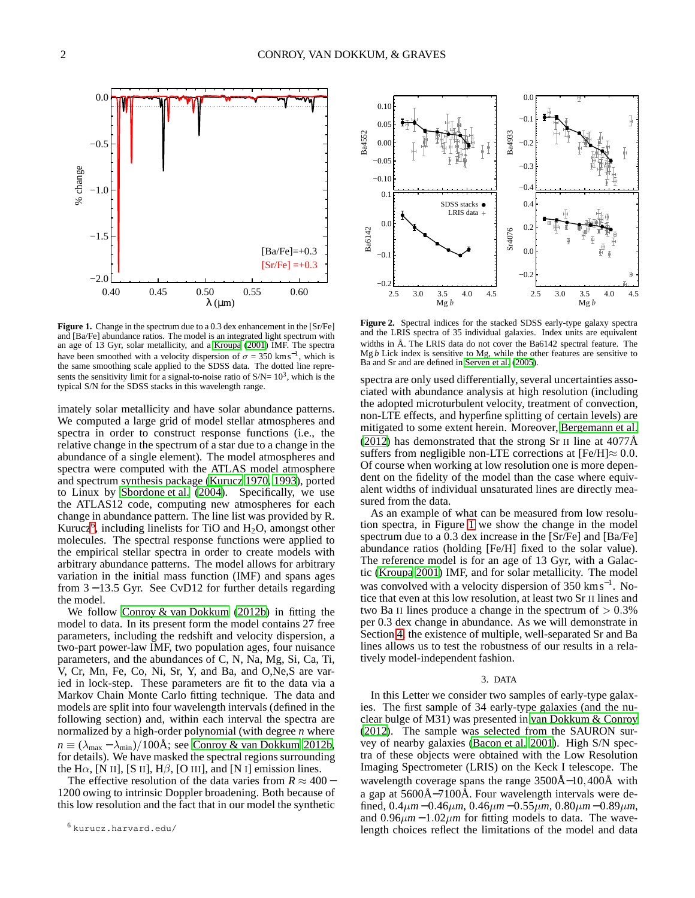**Figure 1.** Change in the spectrum due to a 0.3 dex enhancement in the [Sr/Fe] and [Ba/Fe] abundance ratios. The model is an integrated light spectrum with an age of 13 Gyr, solar metallicity, and a Kroupa (2001) IMF. The spectra have been smoothed with a velocity dispersion of $\sigma$ = 350 km s$^{-1}$, which is the same smoothing scale applied to the SDSS data. The dotted line represents the sensitivity limit for a signal-to-noise ratio of S/N= $10^3$, which is the typical S/N for the SDSS stacks in this wavelength range.

**Figure 2.** Spectral indices for the stacked SDSS early-type galaxy spectra and the LRIS spectra of 35 individual galaxies. Index units are equivalent widths in Å. The LRIS data do not cover the Ba6142 spectral feature. The Mg *b* Lick index is sensitive to Mg, while the other features are sensitive to Ba and Sr and are defined in Serven et al. (2005).

imately solar metallicity and have solar abundance patterns. We computed a large grid of model stellar atmospheres and spectra in order to construct response functions (i.e., the relative change in the spectrum of a star due to a change in the abundance of a single element). The model atmospheres and spectra were computed with the ATLAS model atmosphere and spectrum synthesis package (Kurucz 1970, 1993), ported to Linux by Sbordone et al. (2004). Specifically, we use the ATLAS12 code, computing new atmospheres for each change in abundance pattern. The line list was provided by R. Kurucz[6], including linelists for TiO and $H_2O$, amongst other molecules. The spectral response functions were applied to the empirical stellar spectra in order to create models with arbitrary abundance patterns. The model allows for arbitrary variation in the initial mass function (IMF) and spans ages from 3 − 13.5 Gyr. See CvD12 for further details regarding the model.

We follow Conroy & van Dokkum (2012b) in fitting the model to data. In its present form the model contains 27 free parameters, including the redshift and velocity dispersion, a two-part power-law IMF, two population ages, four nuisance parameters, and the abundances of C, N, Na, Mg, Si, Ca, Ti, V, Cr, Mn, Fe, Co, Ni, Sr, Y, and Ba, and O,Ne,S are varied in lock-step. These parameters are fit to the data via a Markov Chain Monte Carlo fitting technique. The data and models are split into four wavelength intervals (defined in the following section) and, within each interval the spectra are normalized by a high-order polynomial (with degree *n* where $n \equiv (\lambda_{\rm max} - \lambda_{\rm min})/100$Å; see Conroy & van Dokkum 2012b, for details). We have masked the spectral regions surrounding the H$\alpha$, [N II], [S II], H$\beta$, [O III], and [N I] emission lines.

The effective resolution of the data varies from $R \approx 400-1200$ owing to intrinsic Doppler broadening. Both because of this low resolution and the fact that in our model the synthetic spectra are only used differentially, several uncertainties associated with abundance analysis at high resolution (including the adopted microturbulent velocity, treatment of convection, non-LTE effects, and hyperfine splitting of certain levels) are mitigated to some extent herein. Moreover, Bergemann et al. (2012) has demonstrated that the strong Sr II line at 4077Å suffers from negligible non-LTE corrections at [Fe/H]≈ 0.0. Of course when working at low resolution one is more dependent on the fidelity of the model than the case where equivalent widths of individual unsaturated lines are directly measured from the data.

As an example of what can be measured from low resolution spectra, in Figure 1 we show the change in the model spectrum due to a 0.3 dex increase in the [Sr/Fe] and [Ba/Fe] abundance ratios (holding [Fe/H] fixed to the solar value). The reference model is for an age of 13 Gyr, with a Galactic (Kroupa 2001) IMF, and for solar metallicity. The model was convolved with a velocity dispersion of 350 km s$^{-1}$. Notice that even at this low resolution, at least two Sr II lines and two Ba II lines produce a change in the spectrum of > 0.3% per 0.3 dex change in abundance. As we will demonstrate in Section 4, the existence of multiple, well-separated Sr and Ba lines allows us to test the robustness of our results in a relatively model-independent fashion.

## 3. DATA

In this Letter we consider two samples of early-type galaxies. The first sample of 34 early-type galaxies (and the nuclear bulge of M31) was presented in van Dokkum & Conroy (2012). The sample was selected from the SAURON survey of nearby galaxies (Bacon et al. 2001). High S/N spectra of these objects were obtained with the Low Resolution Imaging Spectrometer (LRIS) on the Keck I telescope. The wavelength coverage spans the range 3500Å−10,400Å with a gap at 5600Å−7100Å. Four wavelength intervals were defined, $0.4\mu m - 0.46\mu m$, $0.46\mu m - 0.55\mu m$, $0.80\mu m - 0.89\mu m$, and $0.96\mu m - 1.02\mu m$ for fitting models to data. The wavelength choices reflect the limitations of the model and data

[6] kurucz.harvard.edu/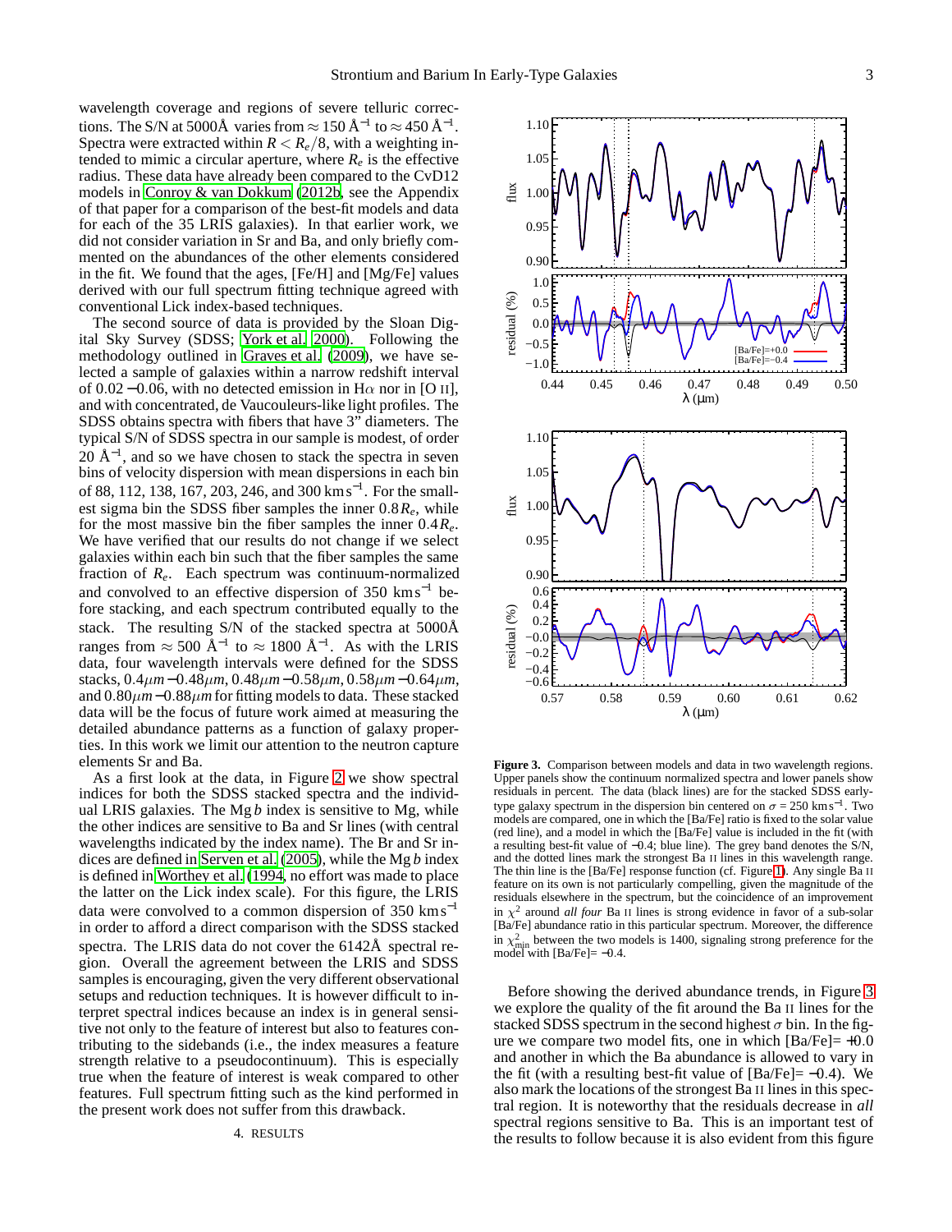wavelength coverage and regions of severe telluric corrections. The S/N at 5000Å varies from $\approx 150$ Å$^{-1}$ to $\approx 450$ Å$^{-1}$. Spectra were extracted within $R < R_e/8$, with a weighting intended to mimic a circular aperture, where $R_e$ is the effective radius. These data have already been compared to the CvD12 models in Conroy & van Dokkum (2012b, see the Appendix of that paper for a comparison of the best-fit models and data for each of the 35 LRIS galaxies). In that earlier work, we did not consider variation in Sr and Ba, and only briefly commented on the abundances of the other elements considered in the fit. We found that the ages, [Fe/H] and [Mg/Fe] values derived with our full spectrum fitting technique agreed with conventional Lick index-based techniques.

The second source of data is provided by the Sloan Digital Sky Survey (SDSS; York et al. 2000). Following the methodology outlined in Graves et al. (2009), we have selected a sample of galaxies within a narrow redshift interval of $0.02-0.06$, with no detected emission in H$\alpha$ nor in [O II], and with concentrated, de Vaucouleurs-like light profiles. The SDSS obtains spectra with fibers that have 3" diameters. The typical S/N of SDSS spectra in our sample is modest, of order 20 Å$^{-1}$, and so we have chosen to stack the spectra in seven bins of velocity dispersion with mean dispersions in each bin of 88, 112, 138, 167, 203, 246, and 300 km s$^{-1}$. For the smallest sigma bin the SDSS fiber samples the inner $0.8 R_e$, while for the most massive bin the fiber samples the inner $0.4 R_e$. We have verified that our results do not change if we select galaxies within each bin such that the fiber samples the same fraction of $R_e$. Each spectrum was continuum-normalized and convolved to an effective dispersion of 350 km s$^{-1}$ before stacking, and each spectrum contributed equally to the stack. The resulting S/N of the stacked spectra at 5000Å ranges from $\approx 500$ Å$^{-1}$ to $\approx 1800$ Å$^{-1}$. As with the LRIS data, four wavelength intervals were defined for the SDSS stacks, $0.4\mu m-0.48\mu m$, $0.48\mu m-0.58\mu m$, $0.58\mu m-0.64\mu m$, and $0.80\mu m-0.88\mu m$ for fitting models to data. These stacked data will be the focus of future work aimed at measuring the detailed abundance patterns as a function of galaxy properties. In this work we limit our attention to the neutron capture elements Sr and Ba.

As a first look at the data, in Figure 2 we show spectral indices for both the SDSS stacked spectra and the individual LRIS galaxies. The Mg$b$ index is sensitive to Mg, while the other indices are sensitive to Ba and Sr lines (with central wavelengths indicated by the index name). The Br and Sr indices are defined in Serven et al. (2005), while the Mg$b$ index is defined in Worthey et al. (1994, no effort was made to place the latter on the Lick index scale). For this figure, the LRIS data were convolved to a common dispersion of 350 km s$^{-1}$ in order to afford a direct comparison with the SDSS stacked spectra. The LRIS data do not cover the 6142Å spectral region. Overall the agreement between the LRIS and SDSS samples is encouraging, given the very different observational setups and reduction techniques. It is however difficult to interpret spectral indices because an index is in general sensitive not only to the feature of interest but also to features contributing to the sidebands (i.e., the index measures a feature strength relative to a pseudocontinuum). This is especially true when the feature of interest is weak compared to other features. Full spectrum fitting such as the kind performed in the present work does not suffer from this drawback.

## 4. RESULTS

**Figure 3.** Comparison between models and data in two wavelength regions. Upper panels show the continuum normalized spectra and lower panels show residuals in percent. The data (black lines) are for the stacked SDSS early-type galaxy spectrum in the dispersion bin centered on $\sigma = 250$ km s$^{-1}$. Two models are compared, one in which the [Ba/Fe] ratio is fixed to the solar value (red line), and a model in which the [Ba/Fe] value is included in the fit (with a resulting best-fit value of $-0.4$; blue line). The grey band denotes the S/N, and the dotted lines mark the strongest Ba II lines in this wavelength range. The thin line is the [Ba/Fe] response function (cf. Figure 1). Any single Ba II feature on its own is not particularly compelling, given the magnitude of the residuals elsewhere in the spectrum, but the coincidence of an improvement in $\chi^2$ around *all four* Ba II lines is strong evidence in favor of a sub-solar [Ba/Fe] abundance ratio in this particular spectrum. Moreover, the difference in $\chi^2_{\rm min}$ between the two models is 1400, signaling strong preference for the model with [Ba/Fe]= $-0.4$.

Before showing the derived abundance trends, in Figure 3 we explore the quality of the fit around the Ba II lines for the stacked SDSS spectrum in the second highest $\sigma$ bin. In the figure we compare two model fits, one in which [Ba/Fe]= $+0.0$ and another in which the Ba abundance is allowed to vary in the fit (with a resulting best-fit value of [Ba/Fe]= $-0.4$). We also mark the locations of the strongest Ba II lines in this spectral region. It is noteworthy that the residuals decrease in *all* spectral regions sensitive to Ba. This is an important test of the results to follow because it is also evident from this figure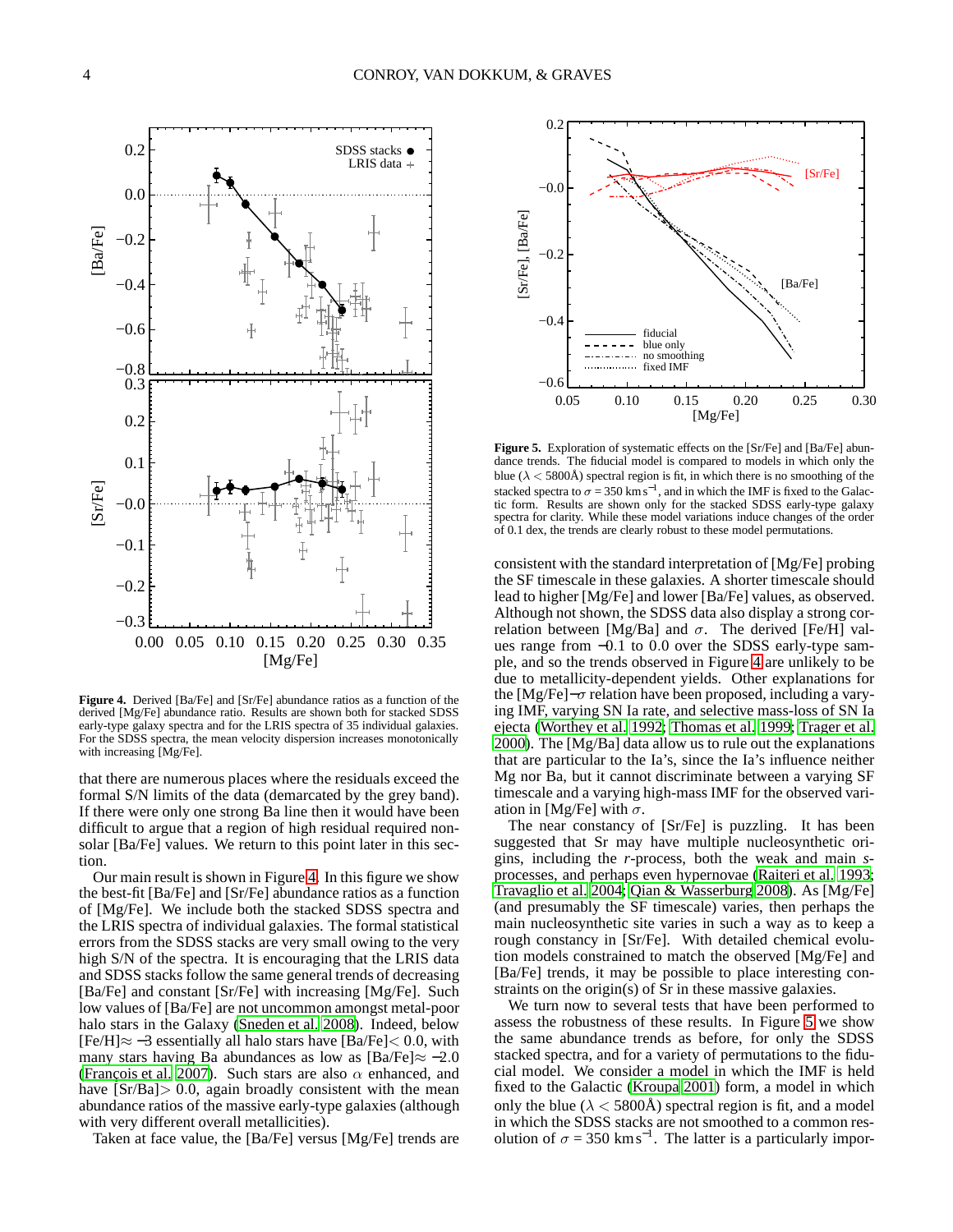**Figure 4.** Derived [Ba/Fe] and [Sr/Fe] abundance ratios as a function of the derived [Mg/Fe] abundance ratio. Results are shown both for stacked SDSS early-type galaxy spectra and for the LRIS spectra of 35 individual galaxies. For the SDSS spectra, the mean velocity dispersion increases monotonically with increasing [Mg/Fe].

that there are numerous places where the residuals exceed the formal S/N limits of the data (demarcated by the grey band). If there were only one strong Ba line then it would have been difficult to argue that a region of high residual required non-solar [Ba/Fe] values. We return to this point later in this section.

Our main result is shown in Figure 4. In this figure we show the best-fit [Ba/Fe] and [Sr/Fe] abundance ratios as a function of [Mg/Fe]. We include both the stacked SDSS spectra and the LRIS spectra of individual galaxies. The formal statistical errors from the SDSS stacks are very small owing to the very high S/N of the spectra. It is encouraging that the LRIS data and SDSS stacks follow the same general trends of decreasing [Ba/Fe] and constant [Sr/Fe] with increasing [Mg/Fe]. Such low values of [Ba/Fe] are not uncommon amongst metal-poor halo stars in the Galaxy (Sneden et al. 2008). Indeed, below [Fe/H]$\approx -3$ essentially all halo stars have [Ba/Fe]$< 0.0$, with many stars having Ba abundances as low as [Ba/Fe]$\approx -2.0$ (François et al. 2007). Such stars are also $\alpha$ enhanced, and have [Sr/Ba]$> 0.0$, again broadly consistent with the mean abundance ratios of the massive early-type galaxies (although with very different overall metallicities).

Taken at face value, the [Ba/Fe] versus [Mg/Fe] trends are consistent with the standard interpretation of [Mg/Fe] probing the SF timescale in these galaxies. A shorter timescale should lead to higher [Mg/Fe] and lower [Ba/Fe] values, as observed. Although not shown, the SDSS data also display a strong correlation between [Mg/Ba] and $\sigma$. The derived [Fe/H] values range from $-0.1$ to 0.0 over the SDSS early-type sample, and so the trends observed in Figure 4 are unlikely to be due to metallicity-dependent yields. Other explanations for the [Mg/Fe]$-\sigma$ relation have been proposed, including a varying IMF, varying SN Ia rate, and selective mass-loss of SN Ia ejecta (Worthey et al. 1992; Thomas et al. 1999; Trager et al. 2000). The [Mg/Ba] data allow us to rule out the explanations that are particular to the Ia's, since the Ia's influence neither Mg nor Ba, but it cannot discriminate between a varying SF timescale and a varying high-mass IMF for the observed variation in [Mg/Fe] with $\sigma$.

The near constancy of [Sr/Fe] is puzzling. It has been suggested that Sr may have multiple nucleosynthetic origins, including the *r*-process, both the weak and main *s*-processes, and perhaps even hypernovae (Raiteri et al. 1993; Travaglio et al. 2004; Qian & Wasserburg 2008). As [Mg/Fe] (and presumably the SF timescale) varies, then perhaps the main nucleosynthetic site varies in such a way as to keep a rough constancy in [Sr/Fe]. With detailed chemical evolution models constrained to match the observed [Mg/Fe] and [Ba/Fe] trends, it may be possible to place interesting constraints on the origin(s) of Sr in these massive galaxies.

**Figure 5.** Exploration of systematic effects on the [Sr/Fe] and [Ba/Fe] abundance trends. The fiducial model is compared to models in which only the blue ($\lambda < 5800$Å) spectral region is fit, in which there is no smoothing of the stacked spectra to $\sigma = 350$ km s$^{-1}$, and in which the IMF is fixed to the Galactic form. Results are shown only for the stacked SDSS early-type galaxy spectra for clarity. While these model variations induce changes of the order of 0.1 dex, the trends are clearly robust to these model permutations.

We turn now to several tests that have been performed to assess the robustness of these results. In Figure 5 we show the same abundance trends as before, for only the SDSS stacked spectra, and for a variety of permutations to the fiducial model. We consider a model in which the IMF is held fixed to the Galactic (Kroupa 2001) form, a model in which only the blue ($\lambda < 5800$Å) spectral region is fit, and a model in which the SDSS stacks are not smoothed to a common resolution of $\sigma = 350$ km s$^{-1}$. The latter is a particularly impor-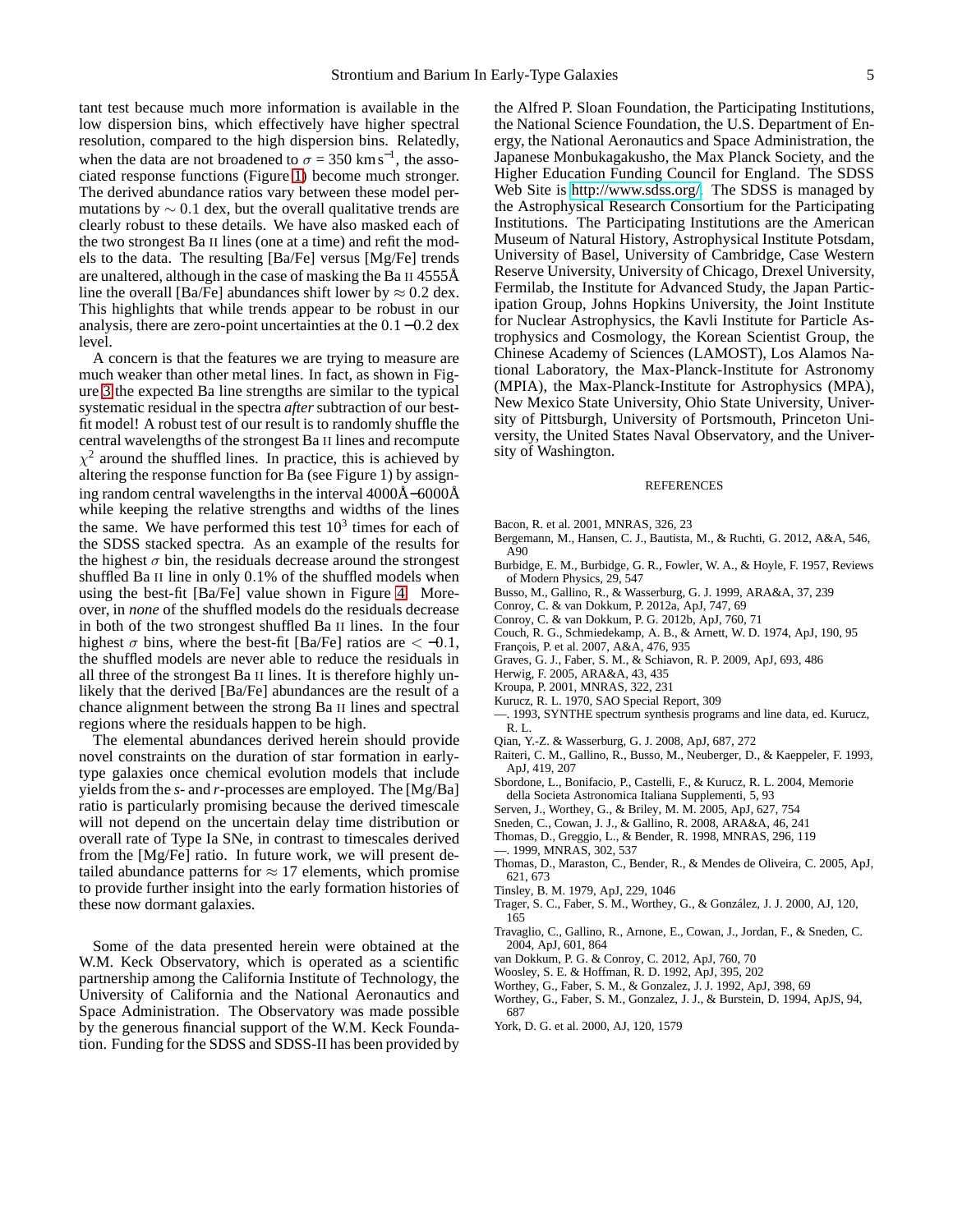tant test because much more information is available in the low dispersion bins, which effectively have higher spectral resolution, compared to the high dispersion bins. Relatedly, when the data are not broadened to $\sigma = 350$ km s$^{-1}$, the associated response functions (Figure 1) become much stronger. The derived abundance ratios vary between these model permutations by $\sim 0.1$ dex, but the overall qualitative trends are clearly robust to these details. We have also masked each of the two strongest Ba II lines (one at a time) and refit the models to the data. The resulting [Ba/Fe] versus [Mg/Fe] trends are unaltered, although in the case of masking the Ba II 4555Å line the overall [Ba/Fe] abundances shift lower by $\approx 0.2$ dex. This highlights that while trends appear to be robust in our analysis, there are zero-point uncertainties at the $0.1-0.2$ dex level.

A concern is that the features we are trying to measure are much weaker than other metal lines. In fact, as shown in Figure 3 the expected Ba line strengths are similar to the typical systematic residual in the spectra *after* subtraction of our best-fit model! A robust test of our result is to randomly shuffle the central wavelengths of the strongest Ba II lines and recompute $\chi^2$ around the shuffled lines. In practice, this is achieved by altering the response function for Ba (see Figure 1) by assigning random central wavelengths in the interval 4000Å–6000Å while keeping the relative strengths and widths of the lines the same. We have performed this test $10^3$ times for each of the SDSS stacked spectra. As an example of the results for the highest $\sigma$ bin, the residuals decrease around the strongest shuffled Ba II line in only 0.1% of the shuffled models when using the best-fit [Ba/Fe] value shown in Figure 4. Moreover, in *none* of the shuffled models do the residuals decrease in both of the two strongest shuffled Ba II lines. In the four highest $\sigma$ bins, where the best-fit [Ba/Fe] ratios are $< -0.1$, the shuffled models are never able to reduce the residuals in all three of the strongest Ba II lines. It is therefore highly unlikely that the derived [Ba/Fe] abundances are the result of a chance alignment between the strong Ba II lines and spectral regions where the residuals happen to be high.

The elemental abundances derived herein should provide novel constraints on the duration of star formation in early-type galaxies once chemical evolution models that include yields from the *s*- and *r*-processes are employed. The [Mg/Ba] ratio is particularly promising because the derived timescale will not depend on the uncertain delay time distribution or overall rate of Type Ia SNe, in contrast to timescales derived from the [Mg/Fe] ratio. In future work, we will present detailed abundance patterns for $\approx 17$ elements, which promise to provide further insight into the early formation histories of these now dormant galaxies.

Some of the data presented herein were obtained at the W.M. Keck Observatory, which is operated as a scientific partnership among the California Institute of Technology, the University of California and the National Aeronautics and Space Administration. The Observatory was made possible by the generous financial support of the W.M. Keck Foundation. Funding for the SDSS and SDSS-II has been provided by the Alfred P. Sloan Foundation, the Participating Institutions, the National Science Foundation, the U.S. Department of Energy, the National Aeronautics and Space Administration, the Japanese Monbukagakusho, the Max Planck Society, and the Higher Education Funding Council for England. The SDSS Web Site is http://www.sdss.org/. The SDSS is managed by the Astrophysical Research Consortium for the Participating Institutions. The Participating Institutions are the American Museum of Natural History, Astrophysical Institute Potsdam, University of Basel, University of Cambridge, Case Western Reserve University, University of Chicago, Drexel University, Fermilab, the Institute for Advanced Study, the Japan Participation Group, Johns Hopkins University, the Joint Institute for Nuclear Astrophysics, the Kavli Institute for Particle Astrophysics and Cosmology, the Korean Scientist Group, the Chinese Academy of Sciences (LAMOST), Los Alamos National Laboratory, the Max-Planck-Institute for Astronomy (MPIA), the Max-Planck-Institute for Astrophysics (MPA), New Mexico State University, Ohio State University, University of Pittsburgh, University of Portsmouth, Princeton University, the United States Naval Observatory, and the University of Washington.

## REFERENCES

Bacon, R. et al. 2001, MNRAS, 326, 23

Bergemann, M., Hansen, C. J., Bautista, M., & Ruchti, G. 2012, A&A, 546, A90

Burbidge, E. M., Burbidge, G. R., Fowler, W. A., & Hoyle, F. 1957, Reviews of Modern Physics, 29, 547

Busso, M., Gallino, R., & Wasserburg, G. J. 1999, ARA&A, 37, 239

Conroy, C. & van Dokkum, P. 2012a, ApJ, 747, 69

Conroy, C. & van Dokkum, P. G. 2012b, ApJ, 760, 71

Couch, R. G., Schmiedekamp, A. B., & Arnett, W. D. 1974, ApJ, 190, 95

François, P. et al. 2007, A&A, 476, 935

Graves, G. J., Faber, S. M., & Schiavon, R. P. 2009, ApJ, 693, 486

Herwig, F. 2005, ARA&A, 43, 435

Kroupa, P. 2001, MNRAS, 322, 231

Kurucz, R. L. 1970, SAO Special Report, 309

—. 1993, SYNTHE spectrum synthesis programs and line data, ed. Kurucz, R. L.

Qian, Y.-Z. & Wasserburg, G. J. 2008, ApJ, 687, 272

Raiteri, C. M., Gallino, R., Busso, M., Neuberger, D., & Kaeppeler, F. 1993, ApJ, 419, 207

Sbordone, L., Bonifacio, P., Castelli, F., & Kurucz, R. L. 2004, Memorie della Societa Astronomica Italiana Supplementi, 5, 93

Serven, J., Worthey, G., & Briley, M. M. 2005, ApJ, 627, 754

Sneden, C., Cowan, J. J., & Gallino, R. 2008, ARA&A, 46, 241

Thomas, D., Greggio, L., & Bender, R. 1998, MNRAS, 296, 119

—. 1999, MNRAS, 302, 537

Thomas, D., Maraston, C., Bender, R., & Mendes de Oliveira, C. 2005, ApJ, 621, 673

Tinsley, B. M. 1979, ApJ, 229, 1046

Trager, S. C., Faber, S. M., Worthey, G., & González, J. J. 2000, AJ, 120, 165

Travaglio, C., Gallino, R., Arnone, E., Cowan, J., Jordan, F., & Sneden, C. 2004, ApJ, 601, 864

van Dokkum, P. G. & Conroy, C. 2012, ApJ, 760, 70

Woosley, S. E. & Hoffman, R. D. 1992, ApJ, 395, 202

Worthey, G., Faber, S. M., & Gonzalez, J. J. 1992, ApJ, 398, 69

Worthey, G., Faber, S. M., Gonzalez, J. J., & Burstein, D. 1994, ApJS, 94, 687

York, D. G. et al. 2000, AJ, 120, 1579